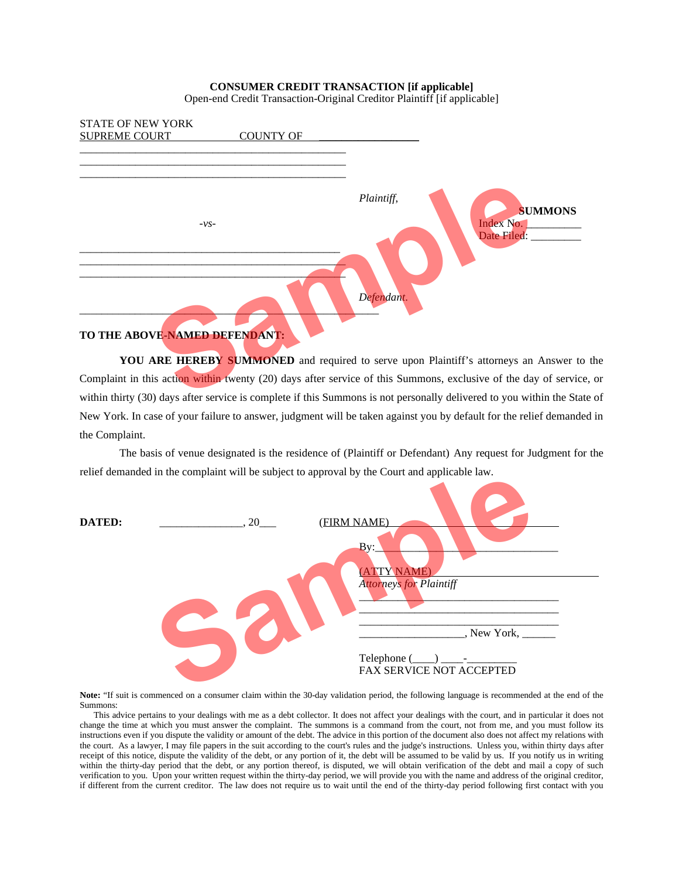**CONSUMER CREDIT TRANSACTION [if applicable]**

Open-end Credit Transaction-Original Creditor Plaintiff [if applicable]

STATE OF NEW YORK
SUPREME COURT COUNTY OF ___________________

_______________________________________________
_______________________________________________
_______________________________________________

*Plaintiff*,

-*vs*-

**SUMMONS**

Index No. __________
Date Filed: _________

_______________________________________________
_______________________________________________
_______________________________________________

*Defendant*.

_______________________________________________

**TO THE ABOVE-NAMED DEFENDANT:**

**YOU ARE HEREBY SUMMONED** and required to serve upon Plaintiff's attorneys an Answer to the Complaint in this action within twenty (20) days after service of this Summons, exclusive of the day of service, or within thirty (30) days after service is complete if this Summons is not personally delivered to you within the State of New York. In case of your failure to answer, judgment will be taken against you by default for the relief demanded in the Complaint.

The basis of venue designated is the residence of (Plaintiff or Defendant) Any request for Judgment for the relief demanded in the complaint will be subject to approval by the Court and applicable law.

**DATED:** _______________, 20___

(FIRM NAME)

By:_________________________________

(ATTY NAME)
*Attorneys for Plaintiff*
___________________________________
___________________________________
___________________________________
__________________, New York, ______

Telephone (____) ____-_________
FAX SERVICE NOT ACCEPTED

**Note:** "If suit is commenced on a consumer claim within the 30-day validation period, the following language is recommended at the end of the Summons:

This advice pertains to your dealings with me as a debt collector. It does not affect your dealings with the court, and in particular it does not change the time at which you must answer the complaint. The summons is a command from the court, not from me, and you must follow its instructions even if you dispute the validity or amount of the debt. The advice in this portion of the document also does not affect my relations with the court. As a lawyer, I may file papers in the suit according to the court's rules and the judge's instructions. Unless you, within thirty days after receipt of this notice, dispute the validity of the debt, or any portion of it, the debt will be assumed to be valid by us. If you notify us in writing within the thirty-day period that the debt, or any portion thereof, is disputed, we will obtain verification of the debt and mail a copy of such verification to you. Upon your written request within the thirty-day period, we will provide you with the name and address of the original creditor, if different from the current creditor. The law does not require us to wait until the end of the thirty-day period following first contact with you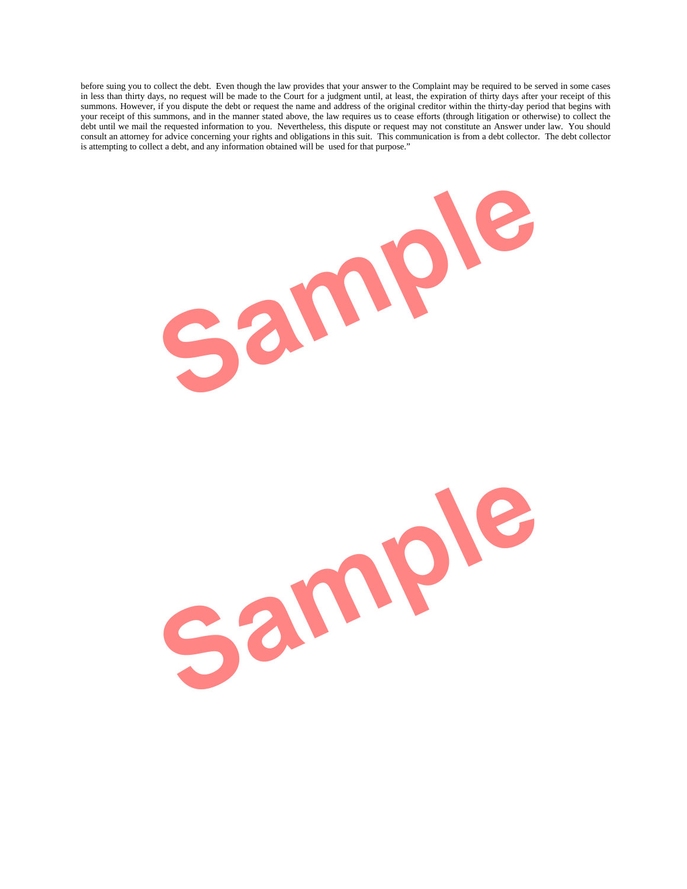before suing you to collect the debt. Even though the law provides that your answer to the Complaint may be required to be served in some cases in less than thirty days, no request will be made to the Court for a judgment until, at least, the expiration of thirty days after your receipt of this summons. However, if you dispute the debt or request the name and address of the original creditor within the thirty-day period that begins with your receipt of this summons, and in the manner stated above, the law requires us to cease efforts (through litigation or otherwise) to collect the debt until we mail the requested information to you. Nevertheless, this dispute or request may not constitute an Answer under law. You should consult an attorney for advice concerning your rights and obligations in this suit. This communication is from a debt collector. The debt collector is attempting to collect a debt, and any information obtained will be used for that purpose."

Sample

Sample